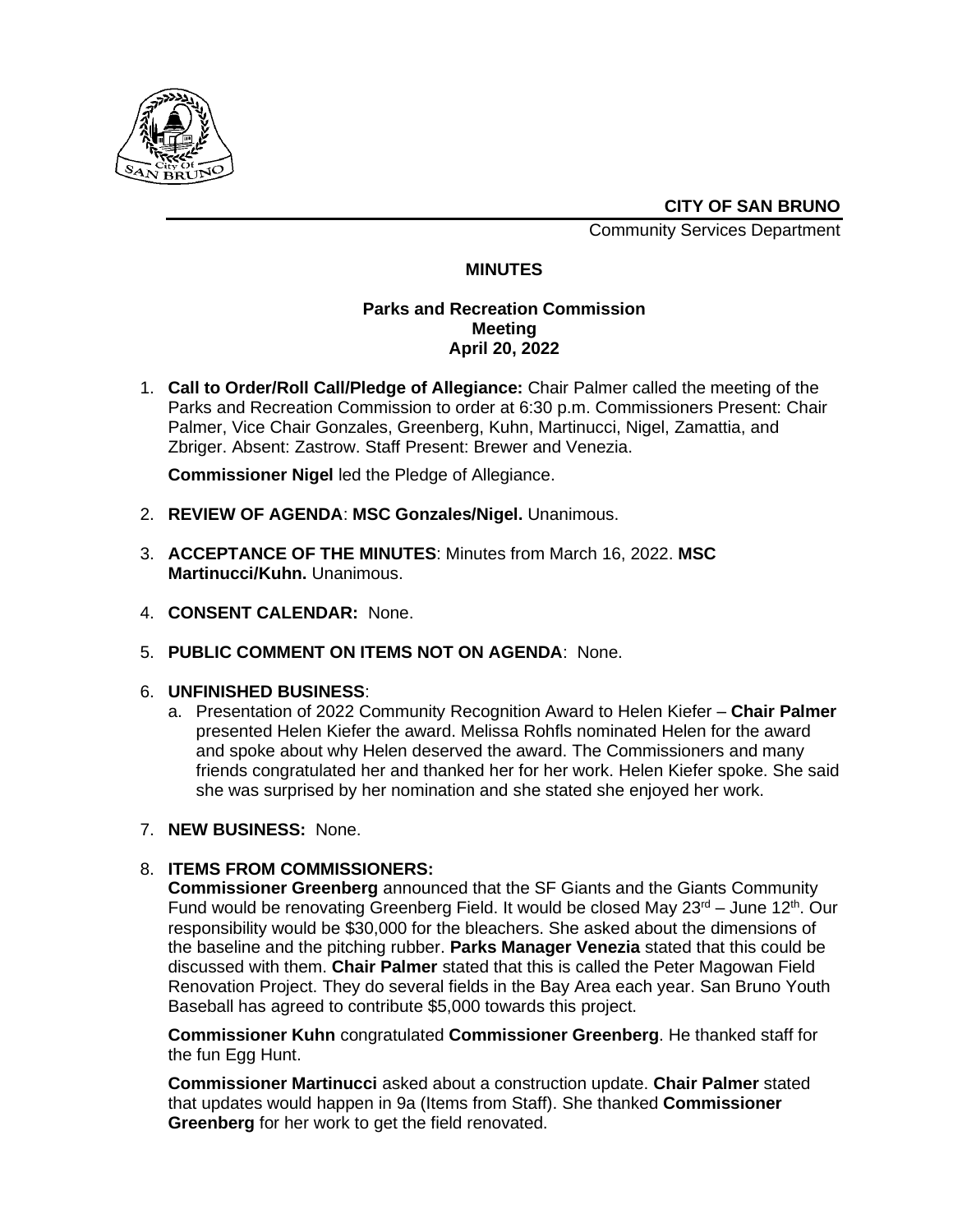**CITY OF SAN BRUNO**

Community Services Department

# MINUTES

## Parks and Recreation Commission Meeting April 20, 2022

1. **Call to Order/Roll Call/Pledge of Allegiance:** Chair Palmer called the meeting of the Parks and Recreation Commission to order at 6:30 p.m. Commissioners Present: Chair Palmer, Vice Chair Gonzales, Greenberg, Kuhn, Martinucci, Nigel, Zamattia, and Zbriger. Absent: Zastrow. Staff Present: Brewer and Venezia.

   **Commissioner Nigel** led the Pledge of Allegiance.

2. **REVIEW OF AGENDA**: **MSC Gonzales/Nigel.** Unanimous.

3. **ACCEPTANCE OF THE MINUTES**: Minutes from March 16, 2022. **MSC Martinucci/Kuhn.** Unanimous.

4. **CONSENT CALENDAR:** None.

5. **PUBLIC COMMENT ON ITEMS NOT ON AGENDA**: None.

6. **UNFINISHED BUSINESS**:
   a. Presentation of 2022 Community Recognition Award to Helen Kiefer – **Chair Palmer** presented Helen Kiefer the award. Melissa Rohfls nominated Helen for the award and spoke about why Helen deserved the award. The Commissioners and many friends congratulated her and thanked her for her work. Helen Kiefer spoke. She said she was surprised by her nomination and she stated she enjoyed her work.

7. **NEW BUSINESS:** None.

8. **ITEMS FROM COMMISSIONERS:**
   **Commissioner Greenberg** announced that the SF Giants and the Giants Community Fund would be renovating Greenberg Field. It would be closed May 23rd – June 12th. Our responsibility would be $30,000 for the bleachers. She asked about the dimensions of the baseline and the pitching rubber. **Parks Manager Venezia** stated that this could be discussed with them. **Chair Palmer** stated that this is called the Peter Magowan Field Renovation Project. They do several fields in the Bay Area each year. San Bruno Youth Baseball has agreed to contribute $5,000 towards this project.

   **Commissioner Kuhn** congratulated **Commissioner Greenberg**. He thanked staff for the fun Egg Hunt.

   **Commissioner Martinucci** asked about a construction update. **Chair Palmer** stated that updates would happen in 9a (Items from Staff). She thanked **Commissioner Greenberg** for her work to get the field renovated.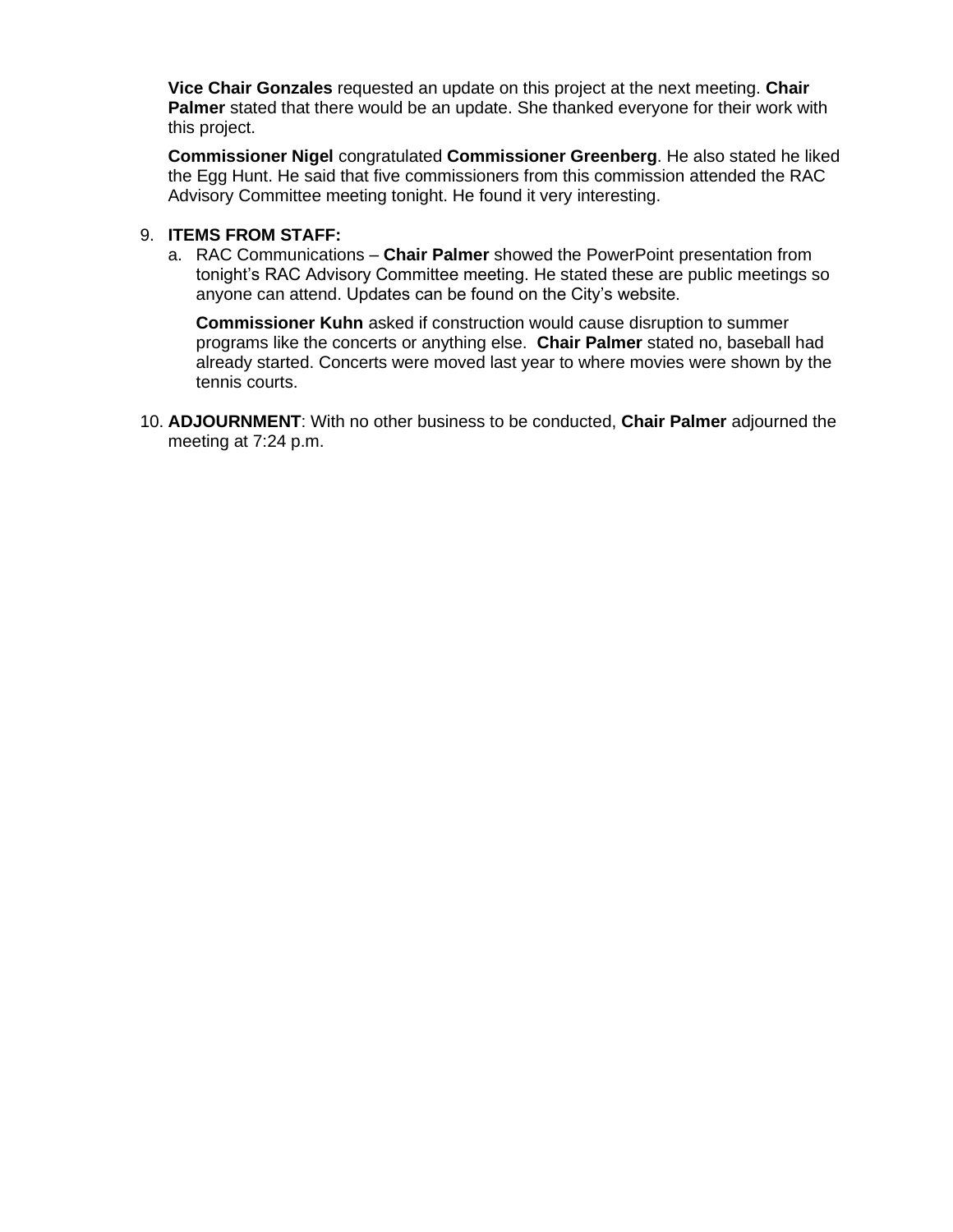**Vice Chair Gonzales** requested an update on this project at the next meeting. **Chair Palmer** stated that there would be an update. She thanked everyone for their work with this project.

**Commissioner Nigel** congratulated **Commissioner Greenberg**. He also stated he liked the Egg Hunt. He said that five commissioners from this commission attended the RAC Advisory Committee meeting tonight. He found it very interesting.

9. **ITEMS FROM STAFF:**
   a. RAC Communications – **Chair Palmer** showed the PowerPoint presentation from tonight's RAC Advisory Committee meeting. He stated these are public meetings so anyone can attend. Updates can be found on the City's website.

      **Commissioner Kuhn** asked if construction would cause disruption to summer programs like the concerts or anything else. **Chair Palmer** stated no, baseball had already started. Concerts were moved last year to where movies were shown by the tennis courts.

10. **ADJOURNMENT**: With no other business to be conducted, **Chair Palmer** adjourned the meeting at 7:24 p.m.